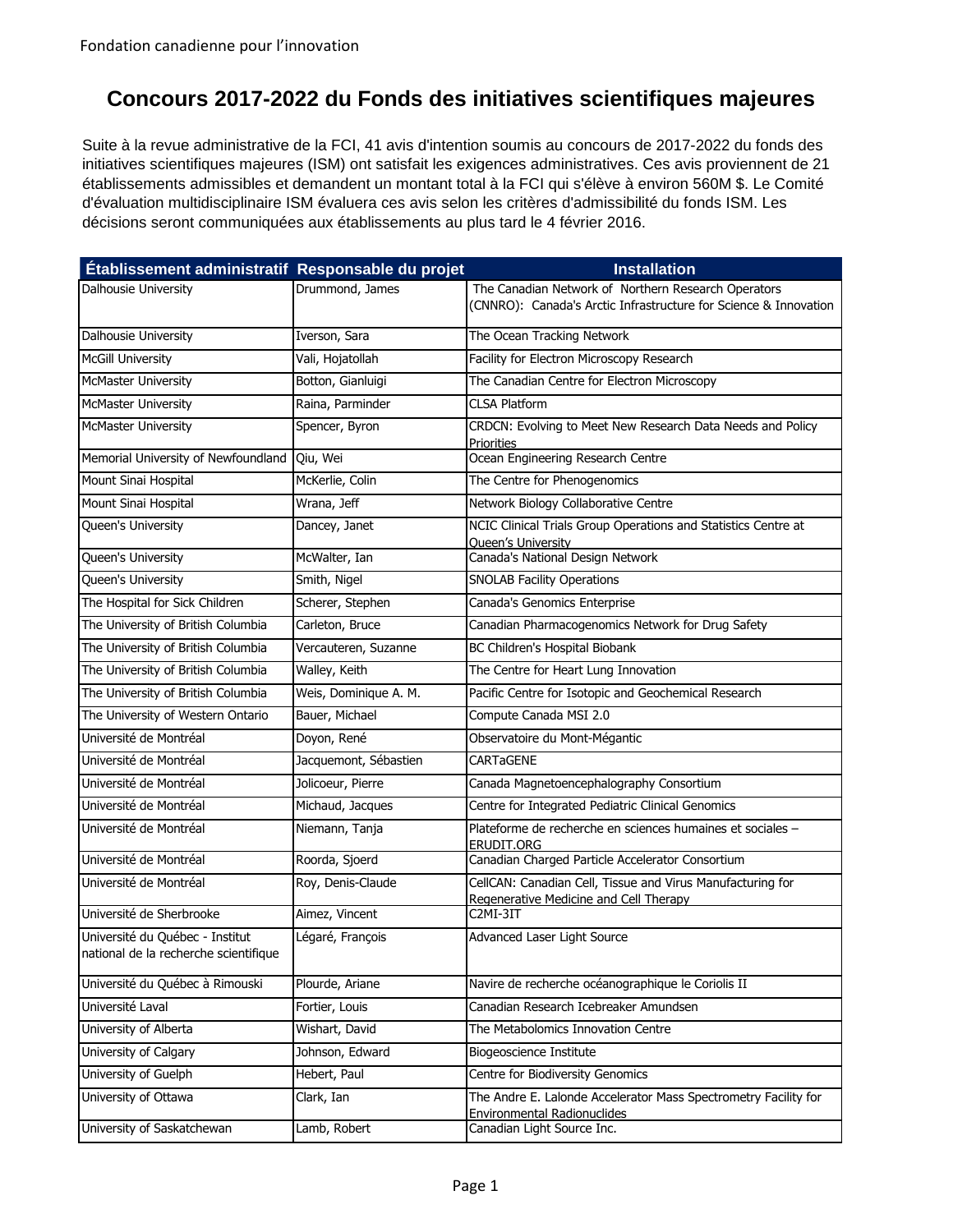# Concours 2017-2022 du Fonds des initiatives scientifiques majeures

Suite à la revue administrative de la FCI, 41 avis d'intention soumis au concours de 2017-2022 du fonds des initiatives scientifiques majeures (ISM) ont satisfait les exigences administratives. Ces avis proviennent de 21 établissements admissibles et demandent un montant total à la FCI qui s'élève à environ 560M $. Le Comité d'évaluation multidisciplinaire ISM évaluera ces avis selon les critères d'admissibilité du fonds ISM. Les décisions seront communiquées aux établissements au plus tard le 4 février 2016.

| Établissement administratif | Responsable du projet | Installation |
|---|---|---|
| Dalhousie University | Drummond, James | The Canadian Network of Northern Research Operators (CNNRO): Canada's Arctic Infrastructure for Science & Innovation |
| Dalhousie University | Iverson, Sara | The Ocean Tracking Network |
| McGill University | Vali, Hojatollah | Facility for Electron Microscopy Research |
| McMaster University | Botton, Gianluigi | The Canadian Centre for Electron Microscopy |
| McMaster University | Raina, Parminder | CLSA Platform |
| McMaster University | Spencer, Byron | CRDCN: Evolving to Meet New Research Data Needs and Policy Priorities |
| Memorial University of Newfoundland | Qiu, Wei | Ocean Engineering Research Centre |
| Mount Sinai Hospital | McKerlie, Colin | The Centre for Phenogenomics |
| Mount Sinai Hospital | Wrana, Jeff | Network Biology Collaborative Centre |
| Queen's University | Dancey, Janet | NCIC Clinical Trials Group Operations and Statistics Centre at Queen's University |
| Queen's University | McWalter, Ian | Canada's National Design Network |
| Queen's University | Smith, Nigel | SNOLAB Facility Operations |
| The Hospital for Sick Children | Scherer, Stephen | Canada's Genomics Enterprise |
| The University of British Columbia | Carleton, Bruce | Canadian Pharmacogenomics Network for Drug Safety |
| The University of British Columbia | Vercauteren, Suzanne | BC Children's Hospital Biobank |
| The University of British Columbia | Walley, Keith | The Centre for Heart Lung Innovation |
| The University of British Columbia | Weis, Dominique A. M. | Pacific Centre for Isotopic and Geochemical Research |
| The University of Western Ontario | Bauer, Michael | Compute Canada MSI 2.0 |
| Université de Montréal | Doyon, René | Observatoire du Mont-Mégantic |
| Université de Montréal | Jacquemont, Sébastien | CARTaGENE |
| Université de Montréal | Jolicoeur, Pierre | Canada Magnetoencephalography Consortium |
| Université de Montréal | Michaud, Jacques | Centre for Integrated Pediatric Clinical Genomics |
| Université de Montréal | Niemann, Tanja | Plateforme de recherche en sciences humaines et sociales – ERUDIT.ORG |
| Université de Montréal | Roorda, Sjoerd | Canadian Charged Particle Accelerator Consortium |
| Université de Montréal | Roy, Denis-Claude | CellCAN: Canadian Cell, Tissue and Virus Manufacturing for Regenerative Medicine and Cell Therapy |
| Université de Sherbrooke | Aimez, Vincent | C2MI-3IT |
| Université du Québec - Institut national de la recherche scientifique | Légaré, François | Advanced Laser Light Source |
| Université du Québec à Rimouski | Plourde, Ariane | Navire de recherche océanographique le Coriolis II |
| Université Laval | Fortier, Louis | Canadian Research Icebreaker Amundsen |
| University of Alberta | Wishart, David | The Metabolomics Innovation Centre |
| University of Calgary | Johnson, Edward | Biogeoscience Institute |
| University of Guelph | Hebert, Paul | Centre for Biodiversity Genomics |
| University of Ottawa | Clark, Ian | The Andre E. Lalonde Accelerator Mass Spectrometry Facility for Environmental Radionuclides |
| University of Saskatchewan | Lamb, Robert | Canadian Light Source Inc. |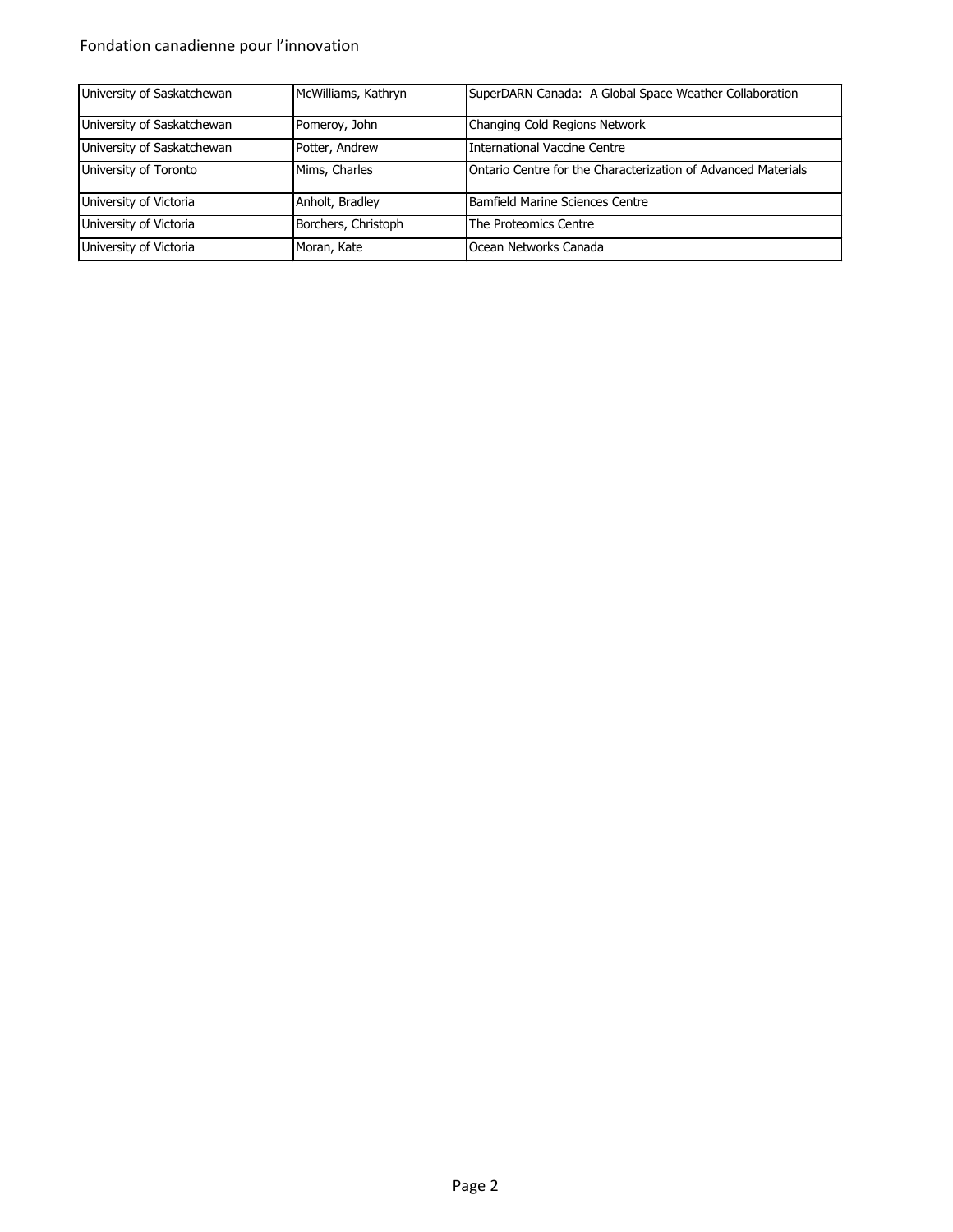| | | |
|---|---|---|
| University of Saskatchewan | McWilliams, Kathryn | SuperDARN Canada: A Global Space Weather Collaboration |
| University of Saskatchewan | Pomeroy, John | Changing Cold Regions Network |
| University of Saskatchewan | Potter, Andrew | International Vaccine Centre |
| University of Toronto | Mims, Charles | Ontario Centre for the Characterization of Advanced Materials |
| University of Victoria | Anholt, Bradley | Bamfield Marine Sciences Centre |
| University of Victoria | Borchers, Christoph | The Proteomics Centre |
| University of Victoria | Moran, Kate | Ocean Networks Canada |